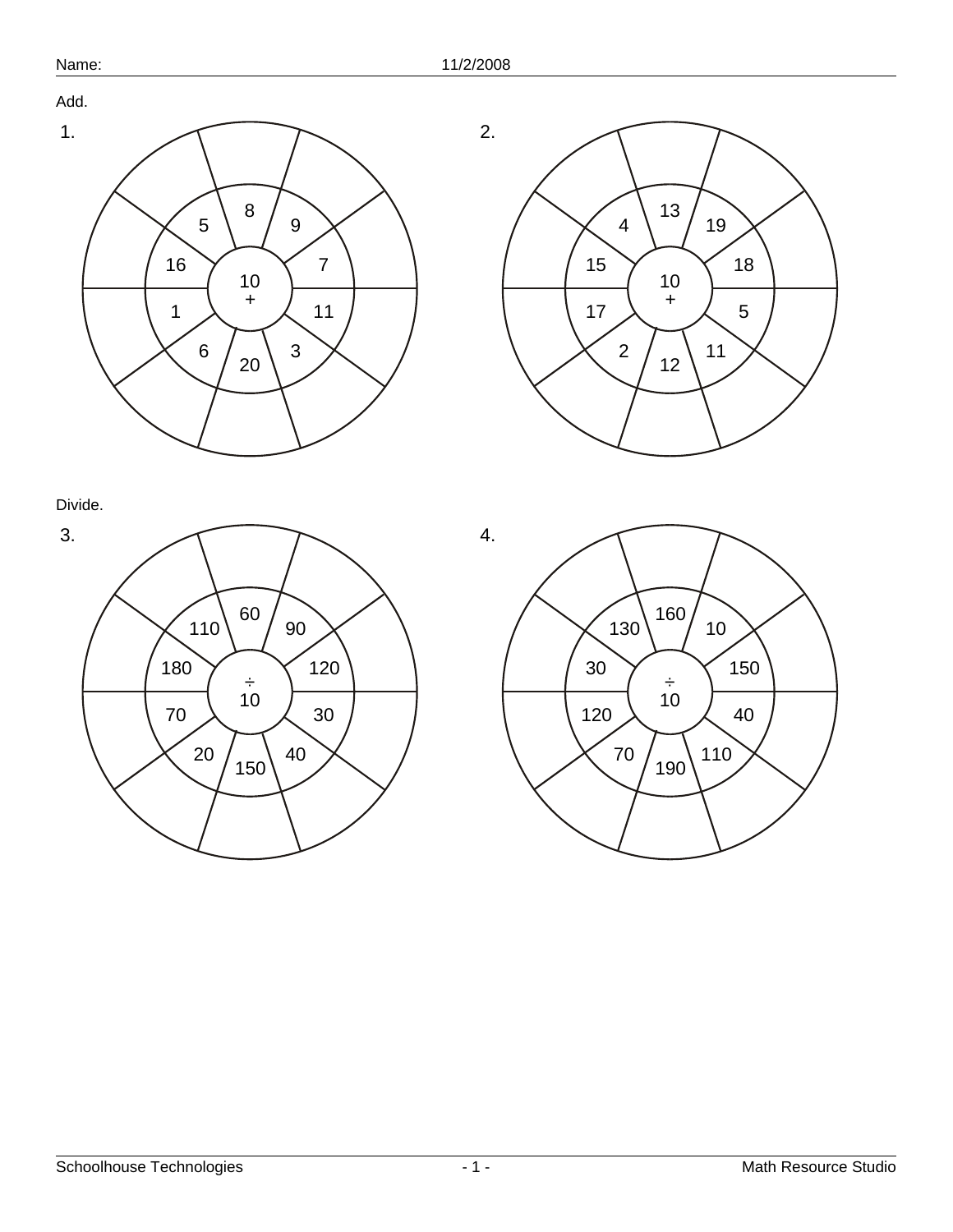Name: 11/2/2008

Add.

1.

Center: 10 +

Inner ring: 8, 9, 7, 11, 3, 20, 6, 1, 16, 5

2.

Center: 10 +

Inner ring: 13, 19, 18, 5, 11, 12, 2, 17, 15, 4

Divide.

3.

Center: ÷ 10

Inner ring: 60, 90, 120, 30, 40, 150, 20, 70, 180, 110

4.

Center: ÷ 10

Inner ring: 160, 10, 150, 40, 110, 190, 70, 120, 30, 130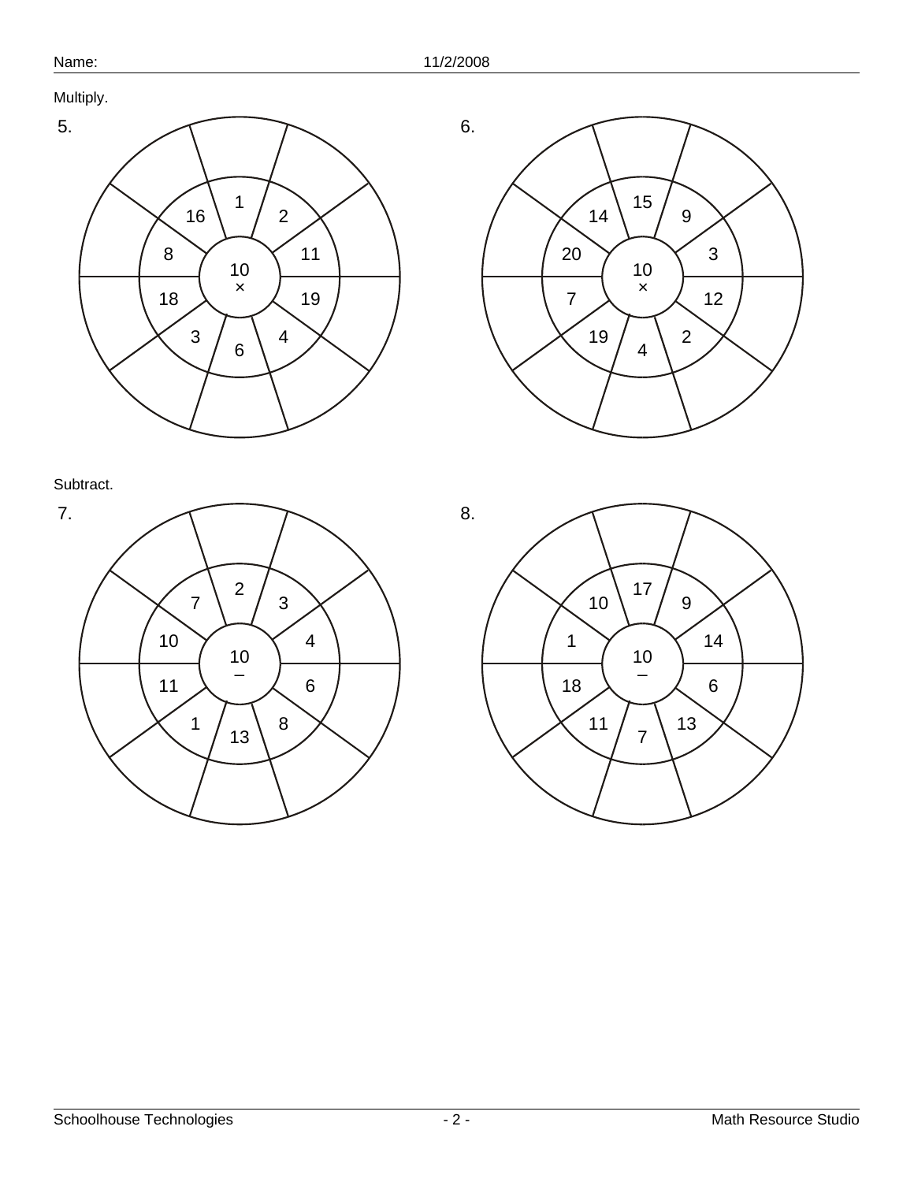Name: 11/2/2008

Multiply.

5.

Center: 10 ×

Inner ring: 1, 2, 11, 19, 4, 6, 3, 18, 8, 16

6.

Center: 10 ×

Inner ring: 15, 9, 3, 12, 2, 4, 19, 7, 20, 14

Subtract.

7.

Center: 10 −

Inner ring: 2, 3, 4, 6, 8, 13, 1, 11, 10, 7

8.

Center: 10 −

Inner ring: 17, 9, 14, 6, 13, 7, 11, 18, 1, 10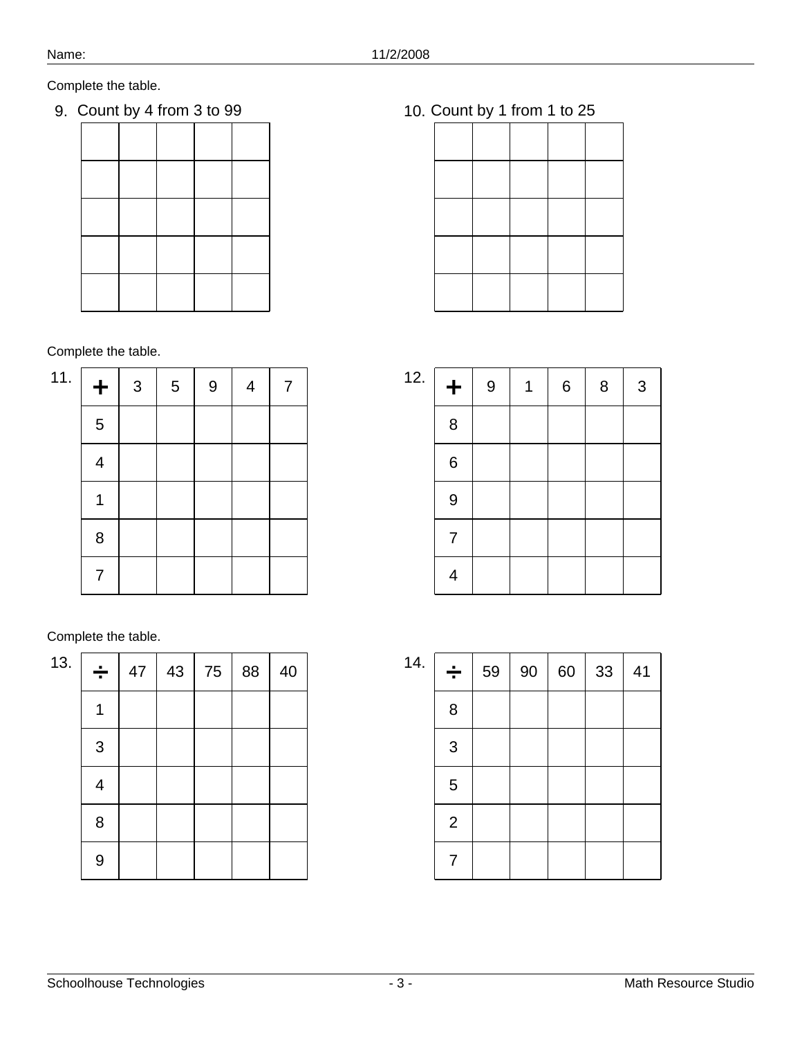Name: 11/2/2008

Complete the table.

9. Count by 4 from 3 to 99

| | | | | |
|---|---|---|---|---|
| | | | | |
| | | | | |
| | | | | |
| | | | | |
| | | | | |

10. Count by 1 from 1 to 25

| | | | | |
|---|---|---|---|---|
| | | | | |
| | | | | |
| | | | | |
| | | | | |
| | | | | |

Complete the table.

11.

| + | 3 | 5 | 9 | 4 | 7 |
|---|---|---|---|---|---|
| 5 | | | | | |
| 4 | | | | | |
| 1 | | | | | |
| 8 | | | | | |
| 7 | | | | | |

12.

| + | 9 | 1 | 6 | 8 | 3 |
|---|---|---|---|---|---|
| 8 | | | | | |
| 6 | | | | | |
| 9 | | | | | |
| 7 | | | | | |
| 4 | | | | | |

Complete the table.

13.

| ÷ | 47 | 43 | 75 | 88 | 40 |
|---|---|---|---|---|---|
| 1 | | | | | |
| 3 | | | | | |
| 4 | | | | | |
| 8 | | | | | |
| 9 | | | | | |

14.

| ÷ | 59 | 90 | 60 | 33 | 41 |
|---|---|---|---|---|---|
| 8 | | | | | |
| 3 | | | | | |
| 5 | | | | | |
| 2 | | | | | |
| 7 | | | | | |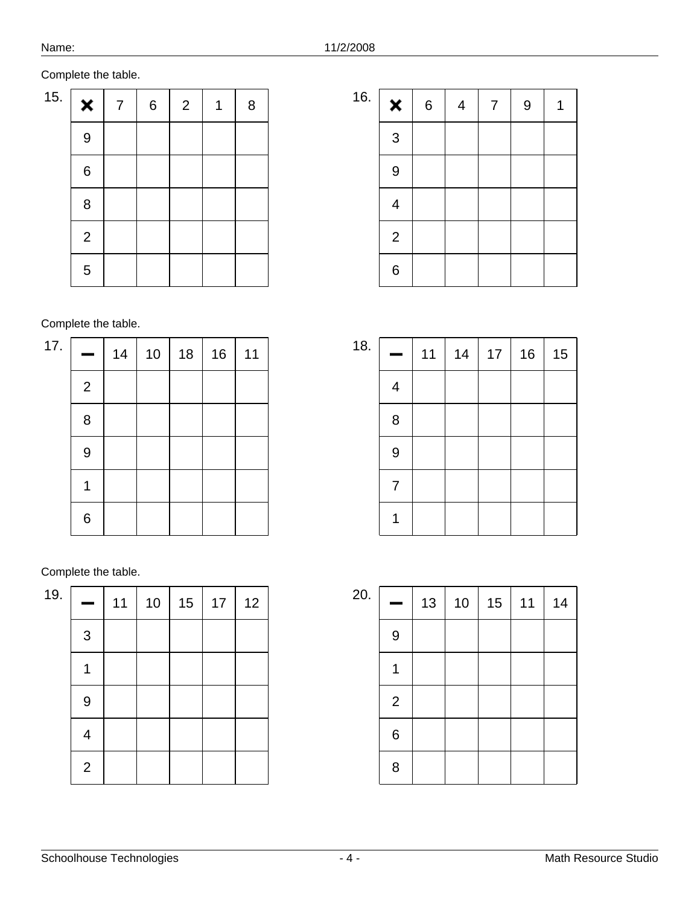Name: 11/2/2008

Complete the table.

15.

| × | 7 | 6 | 2 | 1 | 8 |
|---|---|---|---|---|---|
| 9 | | | | | |
| 6 | | | | | |
| 8 | | | | | |
| 2 | | | | | |
| 5 | | | | | |

16.

| × | 6 | 4 | 7 | 9 | 1 |
|---|---|---|---|---|---|
| 3 | | | | | |
| 9 | | | | | |
| 4 | | | | | |
| 2 | | | | | |
| 6 | | | | | |

Complete the table.

17.

| − | 14 | 10 | 18 | 16 | 11 |
|---|---|---|---|---|---|
| 2 | | | | | |
| 8 | | | | | |
| 9 | | | | | |
| 1 | | | | | |
| 6 | | | | | |

18.

| − | 11 | 14 | 17 | 16 | 15 |
|---|---|---|---|---|---|
| 4 | | | | | |
| 8 | | | | | |
| 9 | | | | | |
| 7 | | | | | |
| 1 | | | | | |

Complete the table.

19.

| − | 11 | 10 | 15 | 17 | 12 |
|---|---|---|---|---|---|
| 3 | | | | | |
| 1 | | | | | |
| 9 | | | | | |
| 4 | | | | | |
| 2 | | | | | |

20.

| − | 13 | 10 | 15 | 11 | 14 |
|---|---|---|---|---|---|
| 9 | | | | | |
| 1 | | | | | |
| 2 | | | | | |
| 6 | | | | | |
| 8 | | | | | |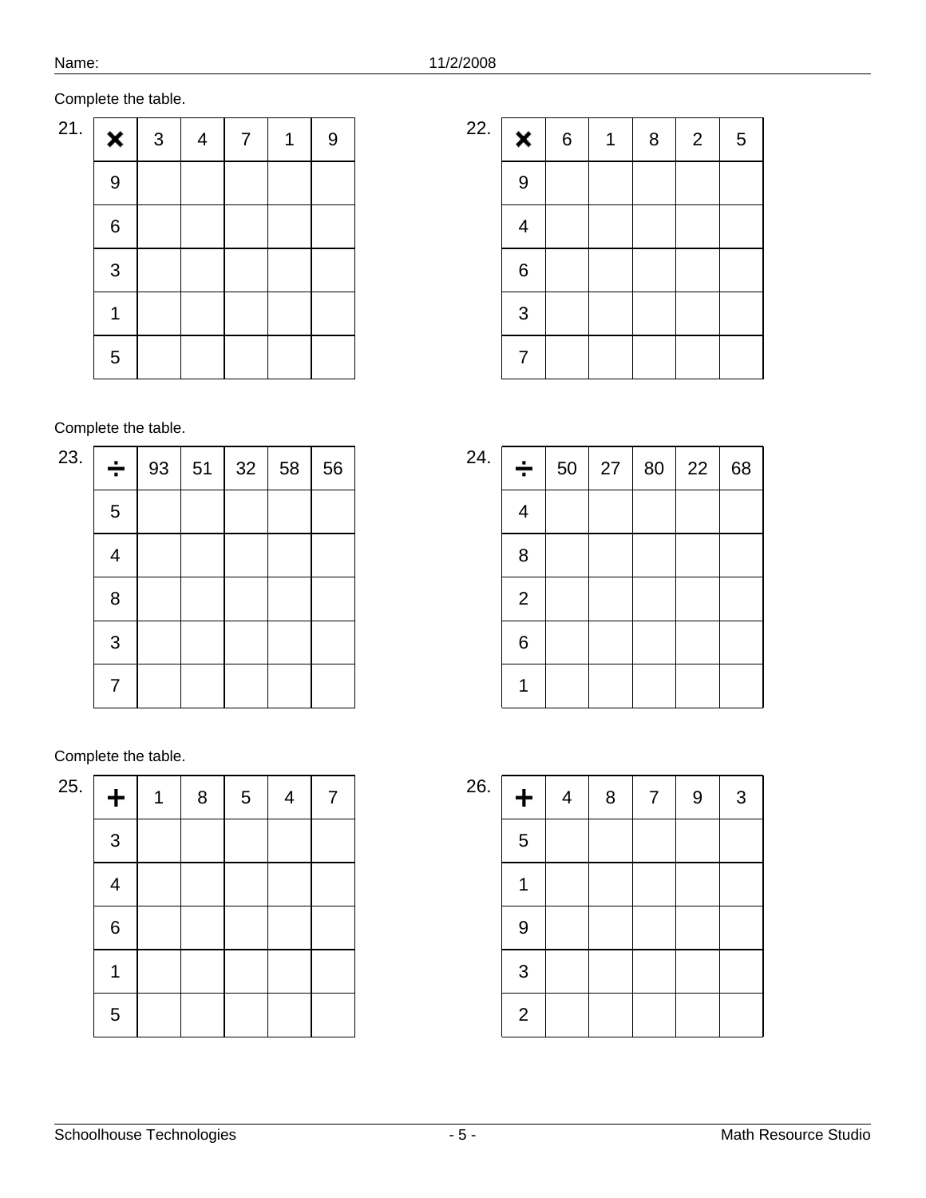Name: 11/2/2008

Complete the table.

21.

| × | 3 | 4 | 7 | 1 | 9 |
|---|---|---|---|---|---|
| 9 | | | | | |
| 6 | | | | | |
| 3 | | | | | |
| 1 | | | | | |
| 5 | | | | | |

22.

| × | 6 | 1 | 8 | 2 | 5 |
|---|---|---|---|---|---|
| 9 | | | | | |
| 4 | | | | | |
| 6 | | | | | |
| 3 | | | | | |
| 7 | | | | | |

Complete the table.

23.

| ÷ | 93 | 51 | 32 | 58 | 56 |
|---|---|---|---|---|---|
| 5 | | | | | |
| 4 | | | | | |
| 8 | | | | | |
| 3 | | | | | |
| 7 | | | | | |

24.

| ÷ | 50 | 27 | 80 | 22 | 68 |
|---|---|---|---|---|---|
| 4 | | | | | |
| 8 | | | | | |
| 2 | | | | | |
| 6 | | | | | |
| 1 | | | | | |

Complete the table.

25.

| + | 1 | 8 | 5 | 4 | 7 |
|---|---|---|---|---|---|
| 3 | | | | | |
| 4 | | | | | |
| 6 | | | | | |
| 1 | | | | | |
| 5 | | | | | |

26.

| + | 4 | 8 | 7 | 9 | 3 |
|---|---|---|---|---|---|
| 5 | | | | | |
| 1 | | | | | |
| 9 | | | | | |
| 3 | | | | | |
| 2 | | | | | |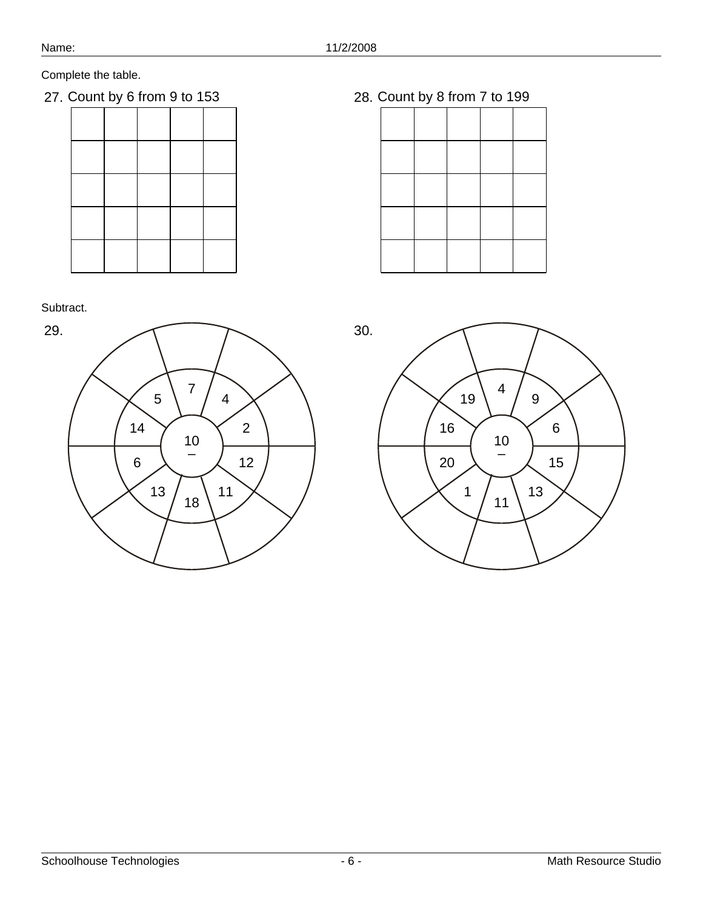Complete the table.

27. Count by 6 from 9 to 153

| | | | | |
|---|---|---|---|---|
| | | | | |
| | | | | |
| | | | | |
| | | | | |
| | | | | |

28. Count by 8 from 7 to 199

| | | | | |
|---|---|---|---|---|
| | | | | |
| | | | | |
| | | | | |
| | | | | |
| | | | | |

Subtract.

29.

Center: 10 −

Inner ring: 7, 4, 2, 12, 11, 18, 13, 6, 14, 5

30.

Center: 10 −

Inner ring: 4, 9, 6, 15, 13, 11, 1, 20, 16, 19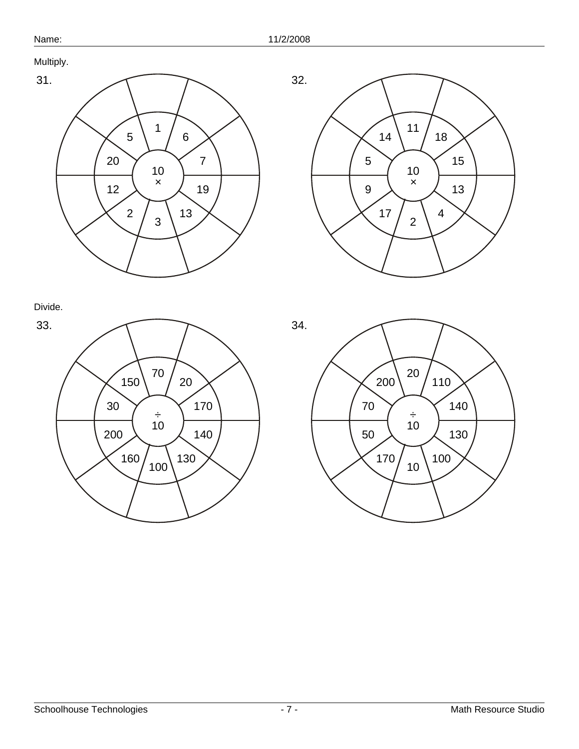Name: 11/2/2008

Multiply.

**31.**

Center: 10 ×

Inner ring (clockwise from top): 1, 6, 7, 19, 13, 3, 2, 12, 20, 5

**32.**

Center: 10 ×

Inner ring (clockwise from top): 11, 18, 15, 13, 4, 2, 17, 9, 5, 14

Divide.

**33.**

Center: ÷ 10

Inner ring (clockwise from top): 70, 20, 170, 140, 130, 100, 160, 200, 30, 150

**34.**

Center: ÷ 10

Inner ring (clockwise from top): 20, 110, 140, 130, 100, 10, 170, 50, 70, 200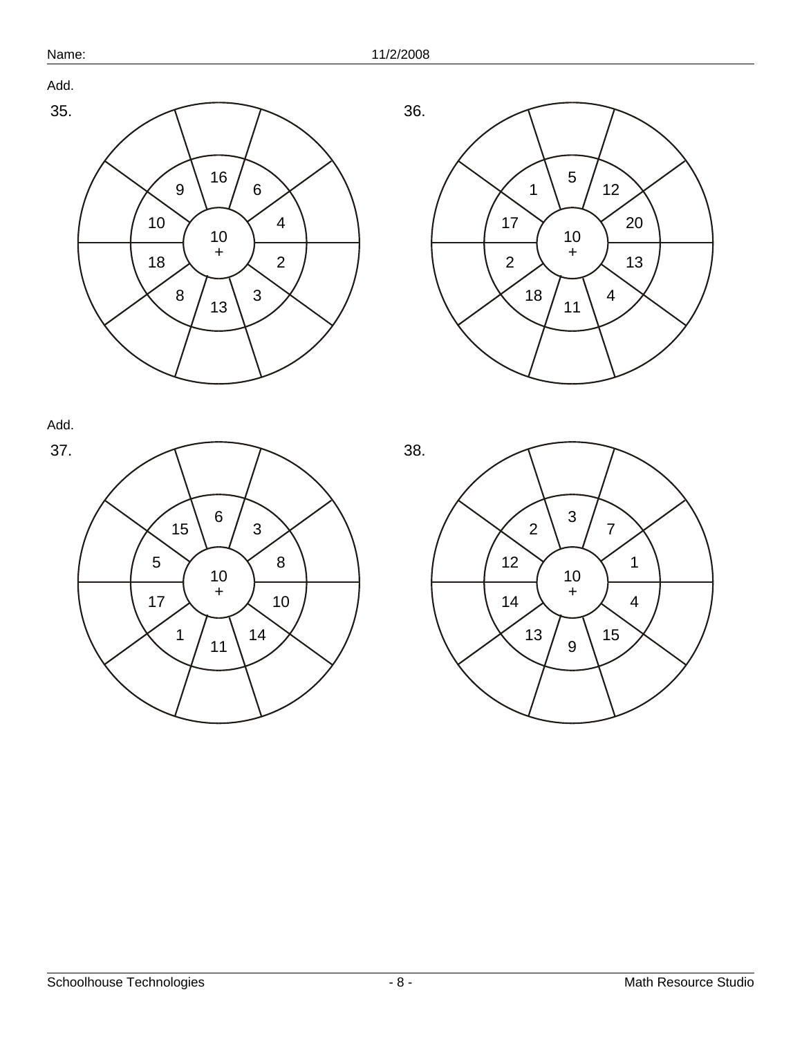Name: 11/2/2008

Add.

**35.**

Center: 10 +

Inner ring numbers (clockwise from top): 16, 6, 4, 2, 3, 13, 8, 18, 10, 9

**36.**

Center: 10 +

Inner ring numbers (clockwise from top): 5, 12, 20, 13, 4, 11, 18, 2, 17, 1

Add.

**37.**

Center: 10 +

Inner ring numbers (clockwise from top): 6, 3, 8, 10, 14, 11, 1, 17, 5, 15

**38.**

Center: 10 +

Inner ring numbers (clockwise from top): 3, 7, 1, 4, 15, 9, 13, 14, 12, 2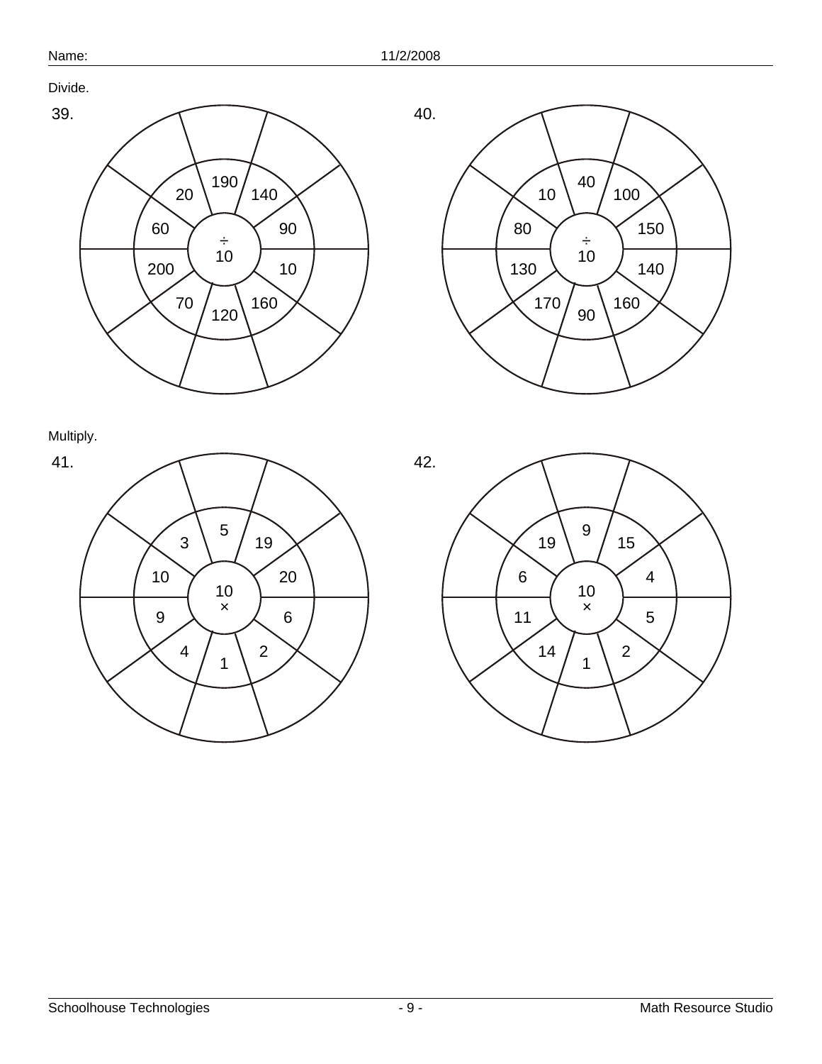Name: 11/2/2008

Divide.

**39.** ÷ 10

190, 140, 90, 10, 160, 120, 70, 200, 60, 20

**40.** ÷ 10

40, 100, 150, 140, 160, 90, 170, 130, 80, 10

Multiply.

**41.** 10 ×

5, 19, 20, 6, 2, 1, 4, 9, 10, 3

**42.** 10 ×

9, 15, 4, 5, 2, 1, 14, 11, 6, 19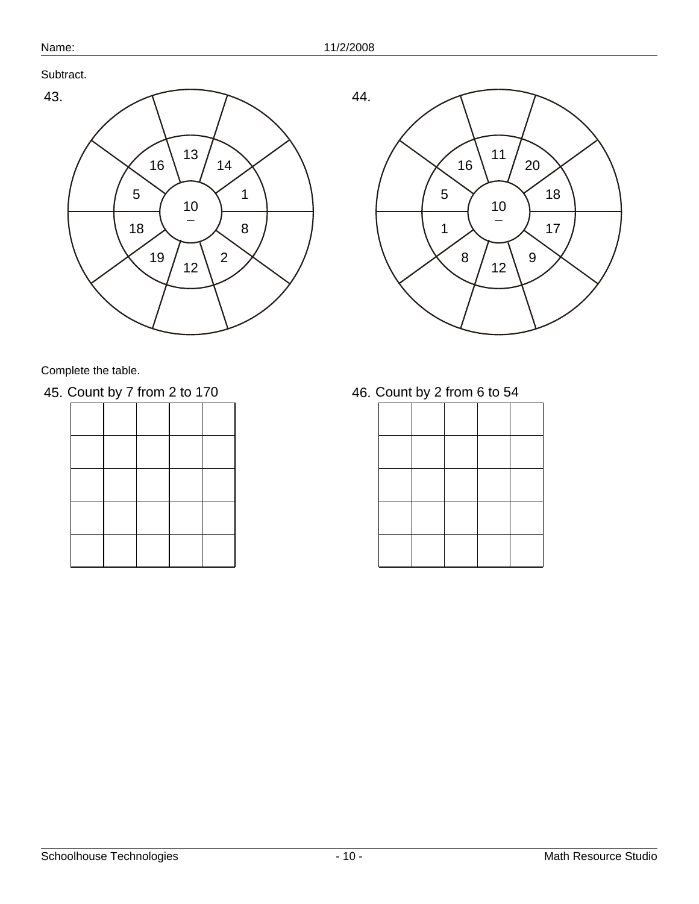Name: 11/2/2008

Subtract.

43.

Center: 10 −

Inner ring numbers (clockwise from top): 13, 14, 1, 8, 2, 12, 19, 18, 5, 16

44.

Center: 10 −

Inner ring numbers (clockwise from top): 11, 20, 18, 17, 9, 12, 8, 1, 5, 16

Complete the table.

45. Count by 7 from 2 to 170

| | | | | |
|---|---|---|---|---|
| | | | | |
| | | | | |
| | | | | |
| | | | | |
| | | | | |

46. Count by 2 from 6 to 54

| | | | | |
|---|---|---|---|---|
| | | | | |
| | | | | |
| | | | | |
| | | | | |
| | | | | |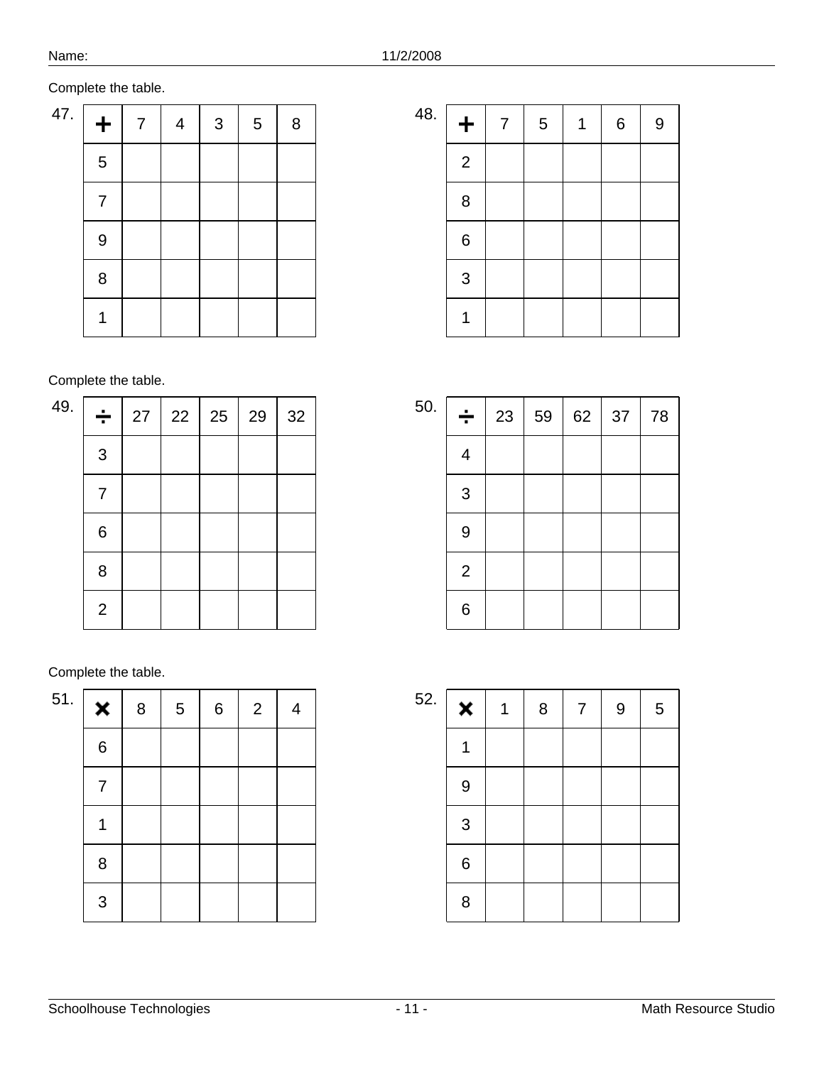Name: 11/2/2008

Complete the table.

47.

| + | 7 | 4 | 3 | 5 | 8 |
|---|---|---|---|---|---|
| 5 | | | | | |
| 7 | | | | | |
| 9 | | | | | |
| 8 | | | | | |
| 1 | | | | | |

48.

| + | 7 | 5 | 1 | 6 | 9 |
|---|---|---|---|---|---|
| 2 | | | | | |
| 8 | | | | | |
| 6 | | | | | |
| 3 | | | | | |
| 1 | | | | | |

Complete the table.

49.

| ÷ | 27 | 22 | 25 | 29 | 32 |
|---|---|---|---|---|---|
| 3 | | | | | |
| 7 | | | | | |
| 6 | | | | | |
| 8 | | | | | |
| 2 | | | | | |

50.

| ÷ | 23 | 59 | 62 | 37 | 78 |
|---|---|---|---|---|---|
| 4 | | | | | |
| 3 | | | | | |
| 9 | | | | | |
| 2 | | | | | |
| 6 | | | | | |

Complete the table.

51.

| × | 8 | 5 | 6 | 2 | 4 |
|---|---|---|---|---|---|
| 6 | | | | | |
| 7 | | | | | |
| 1 | | | | | |
| 8 | | | | | |
| 3 | | | | | |

52.

| × | 1 | 8 | 7 | 9 | 5 |
|---|---|---|---|---|---|
| 1 | | | | | |
| 9 | | | | | |
| 3 | | | | | |
| 6 | | | | | |
| 8 | | | | | |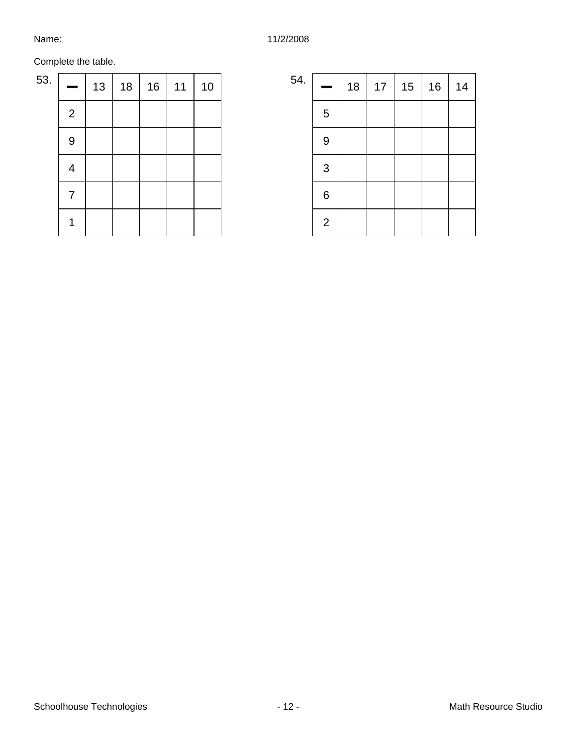Name: 11/2/2008

Complete the table.

53.

| − | 13 | 18 | 16 | 11 | 10 |
|---|---|---|---|---|---|
| 2 | | | | | |
| 9 | | | | | |
| 4 | | | | | |
| 7 | | | | | |
| 1 | | | | | |

54.

| − | 18 | 17 | 15 | 16 | 14 |
|---|---|---|---|---|---|
| 5 | | | | | |
| 9 | | | | | |
| 3 | | | | | |
| 6 | | | | | |
| 2 | | | | | |